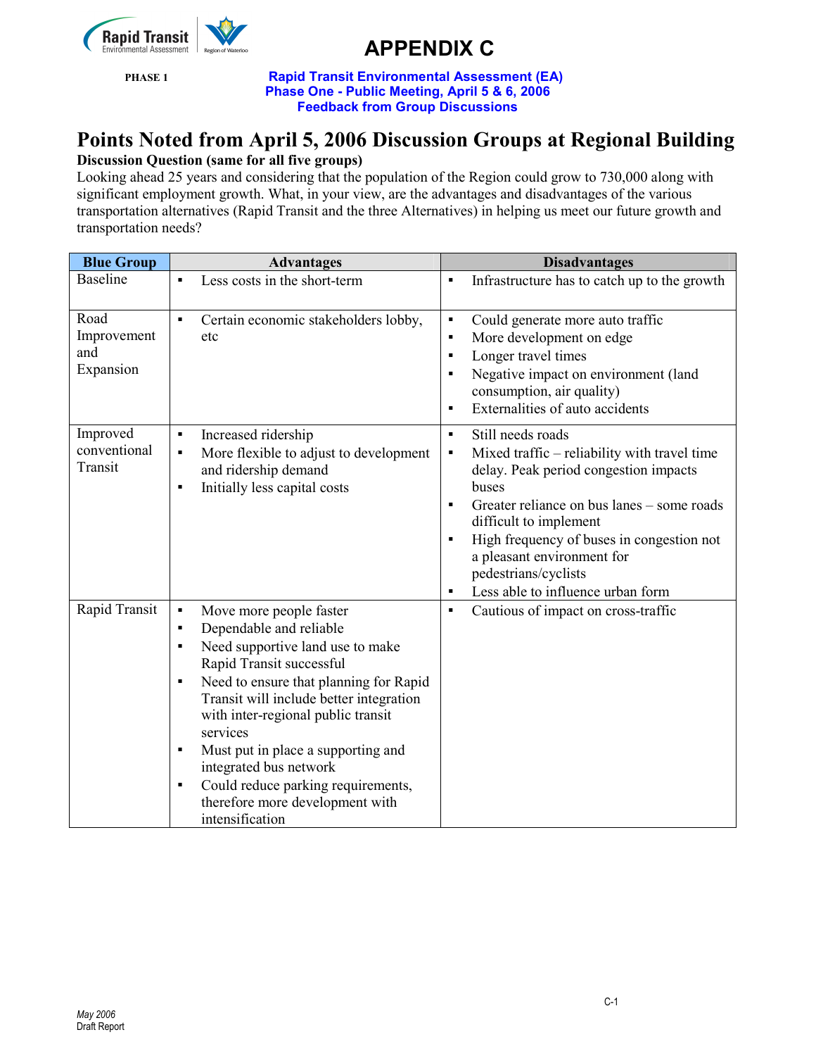# APPENDIX C

**PHASE 1**

**Rapid Transit Environmental Assessment (EA)**
**Phase One - Public Meeting, April 5 & 6, 2006**
**Feedback from Group Discussions**

## Points Noted from April 5, 2006 Discussion Groups at Regional Building

**Discussion Question (same for all five groups)**

Looking ahead 25 years and considering that the population of the Region could grow to 730,000 along with significant employment growth. What, in your view, are the advantages and disadvantages of the various transportation alternatives (Rapid Transit and the three Alternatives) in helping us meet our future growth and transportation needs?

| Blue Group | Advantages | Disadvantages |
|---|---|---|
| Baseline | ▪ Less costs in the short-term | ▪ Infrastructure has to catch up to the growth |
| Road Improvement and Expansion | ▪ Certain economic stakeholders lobby, etc | ▪ Could generate more auto traffic<br>▪ More development on edge<br>▪ Longer travel times<br>▪ Negative impact on environment (land consumption, air quality)<br>▪ Externalities of auto accidents |
| Improved conventional Transit | ▪ Increased ridership<br>▪ More flexible to adjust to development and ridership demand<br>▪ Initially less capital costs | ▪ Still needs roads<br>▪ Mixed traffic – reliability with travel time delay. Peak period congestion impacts buses<br>▪ Greater reliance on bus lanes – some roads difficult to implement<br>▪ High frequency of buses in congestion not a pleasant environment for pedestrians/cyclists<br>▪ Less able to influence urban form |
| Rapid Transit | ▪ Move more people faster<br>▪ Dependable and reliable<br>▪ Need supportive land use to make Rapid Transit successful<br>▪ Need to ensure that planning for Rapid Transit will include better integration with inter-regional public transit services<br>▪ Must put in place a supporting and integrated bus network<br>▪ Could reduce parking requirements, therefore more development with intensification | ▪ Cautious of impact on cross-traffic |

*May 2006*
Draft Report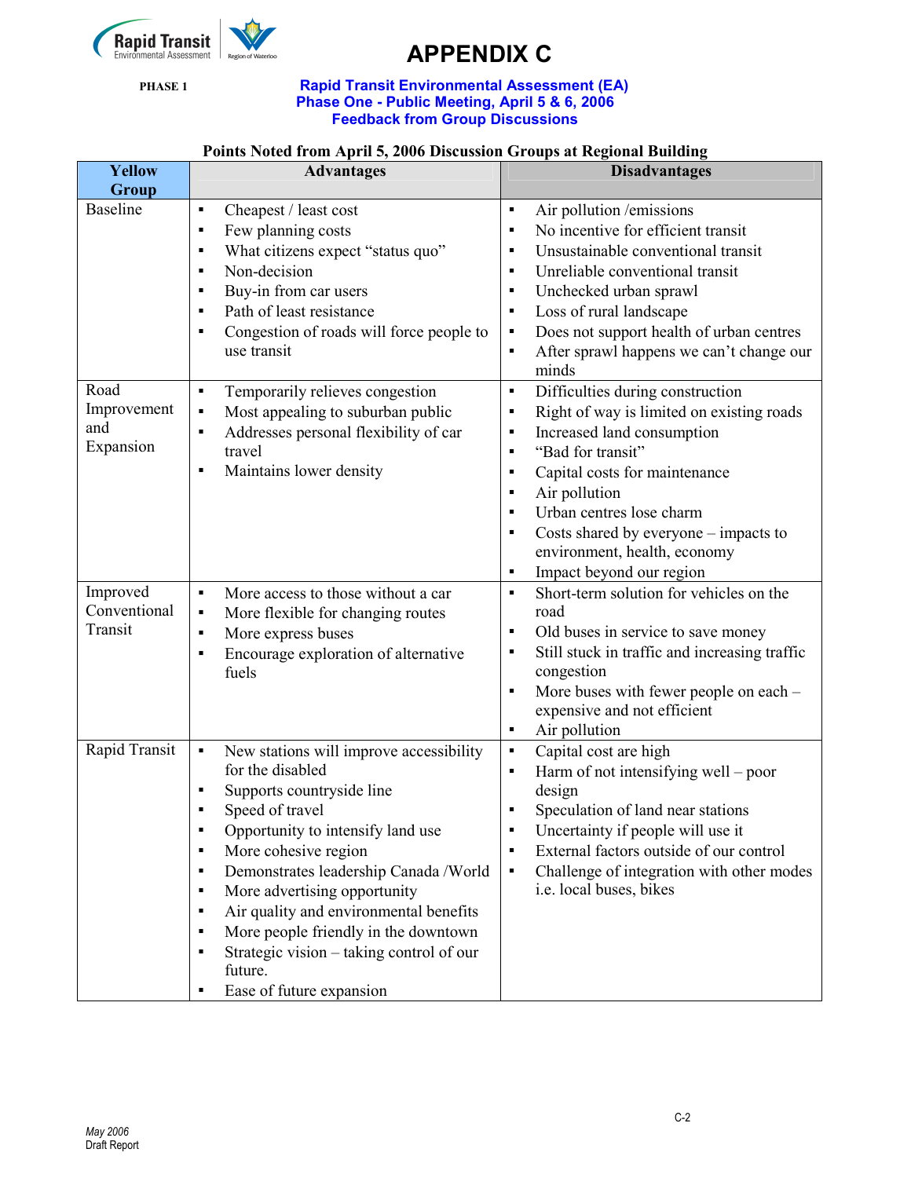# APPENDIX C

PHASE 1

**Rapid Transit Environmental Assessment (EA)**
**Phase One - Public Meeting, April 5 & 6, 2006**
**Feedback from Group Discussions**

**Points Noted from April 5, 2006 Discussion Groups at Regional Building**

| Yellow Group | Advantages | Disadvantages |
|---|---|---|
| Baseline | ▪ Cheapest / least cost<br>▪ Few planning costs<br>▪ What citizens expect "status quo"<br>▪ Non-decision<br>▪ Buy-in from car users<br>▪ Path of least resistance<br>▪ Congestion of roads will force people to use transit | ▪ Air pollution /emissions<br>▪ No incentive for efficient transit<br>▪ Unsustainable conventional transit<br>▪ Unreliable conventional transit<br>▪ Unchecked urban sprawl<br>▪ Loss of rural landscape<br>▪ Does not support health of urban centres<br>▪ After sprawl happens we can't change our minds |
| Road Improvement and Expansion | ▪ Temporarily relieves congestion<br>▪ Most appealing to suburban public<br>▪ Addresses personal flexibility of car travel<br>▪ Maintains lower density | ▪ Difficulties during construction<br>▪ Right of way is limited on existing roads<br>▪ Increased land consumption<br>▪ "Bad for transit"<br>▪ Capital costs for maintenance<br>▪ Air pollution<br>▪ Urban centres lose charm<br>▪ Costs shared by everyone – impacts to environment, health, economy<br>▪ Impact beyond our region |
| Improved Conventional Transit | ▪ More access to those without a car<br>▪ More flexible for changing routes<br>▪ More express buses<br>▪ Encourage exploration of alternative fuels | ▪ Short-term solution for vehicles on the road<br>▪ Old buses in service to save money<br>▪ Still stuck in traffic and increasing traffic congestion<br>▪ More buses with fewer people on each – expensive and not efficient<br>▪ Air pollution |
| Rapid Transit | ▪ New stations will improve accessibility for the disabled<br>▪ Supports countryside line<br>▪ Speed of travel<br>▪ Opportunity to intensify land use<br>▪ More cohesive region<br>▪ Demonstrates leadership Canada /World<br>▪ More advertising opportunity<br>▪ Air quality and environmental benefits<br>▪ More people friendly in the downtown<br>▪ Strategic vision – taking control of our future.<br>▪ Ease of future expansion | ▪ Capital cost are high<br>▪ Harm of not intensifying well – poor design<br>▪ Speculation of land near stations<br>▪ Uncertainty if people will use it<br>▪ External factors outside of our control<br>▪ Challenge of integration with other modes i.e. local buses, bikes |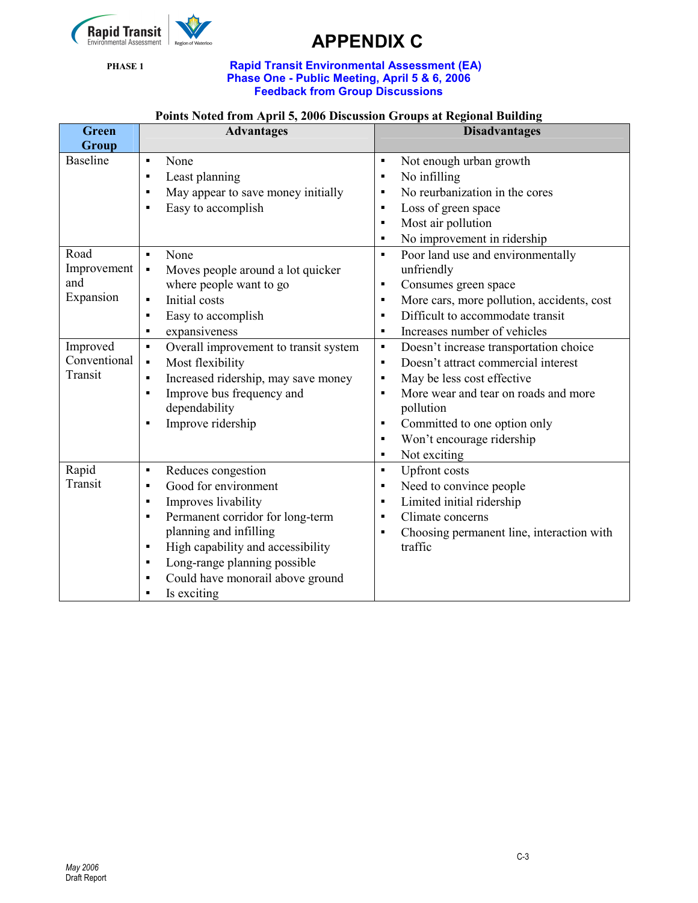# APPENDIX C

PHASE 1

**Rapid Transit Environmental Assessment (EA)**
**Phase One - Public Meeting, April 5 & 6, 2006**
**Feedback from Group Discussions**

**Points Noted from April 5, 2006 Discussion Groups at Regional Building**

| Green Group | Advantages | Disadvantages |
|---|---|---|
| Baseline | ▪ None<br>▪ Least planning<br>▪ May appear to save money initially<br>▪ Easy to accomplish | ▪ Not enough urban growth<br>▪ No infilling<br>▪ No reurbanization in the cores<br>▪ Loss of green space<br>▪ Most air pollution<br>▪ No improvement in ridership |
| Road Improvement and Expansion | ▪ None<br>▪ Moves people around a lot quicker where people want to go<br>▪ Initial costs<br>▪ Easy to accomplish<br>▪ expansiveness | ▪ Poor land use and environmentally unfriendly<br>▪ Consumes green space<br>▪ More cars, more pollution, accidents, cost<br>▪ Difficult to accommodate transit<br>▪ Increases number of vehicles |
| Improved Conventional Transit | ▪ Overall improvement to transit system<br>▪ Most flexibility<br>▪ Increased ridership, may save money<br>▪ Improve bus frequency and dependability<br>▪ Improve ridership | ▪ Doesn't increase transportation choice<br>▪ Doesn't attract commercial interest<br>▪ May be less cost effective<br>▪ More wear and tear on roads and more pollution<br>▪ Committed to one option only<br>▪ Won't encourage ridership<br>▪ Not exciting |
| Rapid Transit | ▪ Reduces congestion<br>▪ Good for environment<br>▪ Improves livability<br>▪ Permanent corridor for long-term planning and infilling<br>▪ High capability and accessibility<br>▪ Long-range planning possible<br>▪ Could have monorail above ground<br>▪ Is exciting | ▪ Upfront costs<br>▪ Need to convince people<br>▪ Limited initial ridership<br>▪ Climate concerns<br>▪ Choosing permanent line, interaction with traffic |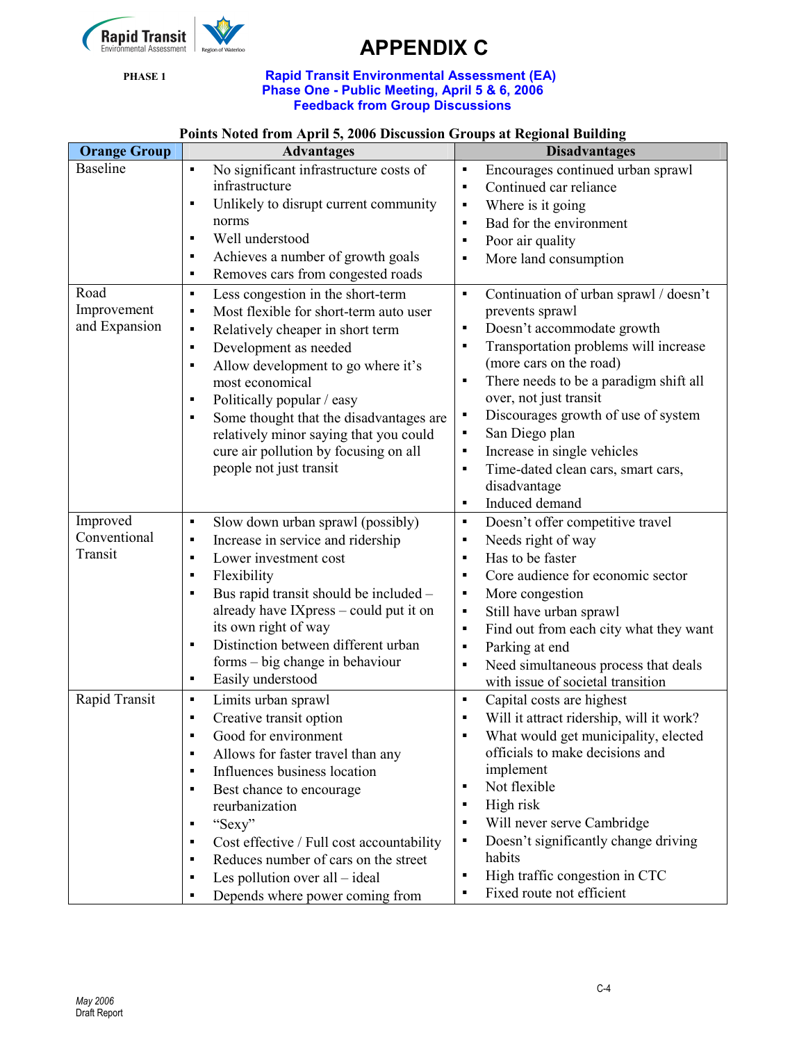# APPENDIX C

PHASE 1

**Rapid Transit Environmental Assessment (EA)**
**Phase One - Public Meeting, April 5 & 6, 2006**
**Feedback from Group Discussions**

**Points Noted from April 5, 2006 Discussion Groups at Regional Building**

| Orange Group | Advantages | Disadvantages |
|---|---|---|
| Baseline | ▪ No significant infrastructure costs of infrastructure<br>▪ Unlikely to disrupt current community norms<br>▪ Well understood<br>▪ Achieves a number of growth goals<br>▪ Removes cars from congested roads | ▪ Encourages continued urban sprawl<br>▪ Continued car reliance<br>▪ Where is it going<br>▪ Bad for the environment<br>▪ Poor air quality<br>▪ More land consumption |
| Road Improvement and Expansion | ▪ Less congestion in the short-term<br>▪ Most flexible for short-term auto user<br>▪ Relatively cheaper in short term<br>▪ Development as needed<br>▪ Allow development to go where it's most economical<br>▪ Politically popular / easy<br>▪ Some thought that the disadvantages are relatively minor saying that you could cure air pollution by focusing on all people not just transit | ▪ Continuation of urban sprawl / doesn't prevents sprawl<br>▪ Doesn't accommodate growth<br>▪ Transportation problems will increase (more cars on the road)<br>▪ There needs to be a paradigm shift all over, not just transit<br>▪ Discourages growth of use of system<br>▪ San Diego plan<br>▪ Increase in single vehicles<br>▪ Time-dated clean cars, smart cars, disadvantage<br>▪ Induced demand |
| Improved Conventional Transit | ▪ Slow down urban sprawl (possibly)<br>▪ Increase in service and ridership<br>▪ Lower investment cost<br>▪ Flexibility<br>▪ Bus rapid transit should be included – already have IXpress – could put it on its own right of way<br>▪ Distinction between different urban forms – big change in behaviour<br>▪ Easily understood | ▪ Doesn't offer competitive travel<br>▪ Needs right of way<br>▪ Has to be faster<br>▪ Core audience for economic sector<br>▪ More congestion<br>▪ Still have urban sprawl<br>▪ Find out from each city what they want<br>▪ Parking at end<br>▪ Need simultaneous process that deals with issue of societal transition |
| Rapid Transit | ▪ Limits urban sprawl<br>▪ Creative transit option<br>▪ Good for environment<br>▪ Allows for faster travel than any<br>▪ Influences business location<br>▪ Best chance to encourage reurbanization<br>▪ "Sexy"<br>▪ Cost effective / Full cost accountability<br>▪ Reduces number of cars on the street<br>▪ Les pollution over all – ideal<br>▪ Depends where power coming from | ▪ Capital costs are highest<br>▪ Will it attract ridership, will it work?<br>▪ What would get municipality, elected officials to make decisions and implement<br>▪ Not flexible<br>▪ High risk<br>▪ Will never serve Cambridge<br>▪ Doesn't significantly change driving habits<br>▪ High traffic congestion in CTC<br>▪ Fixed route not efficient |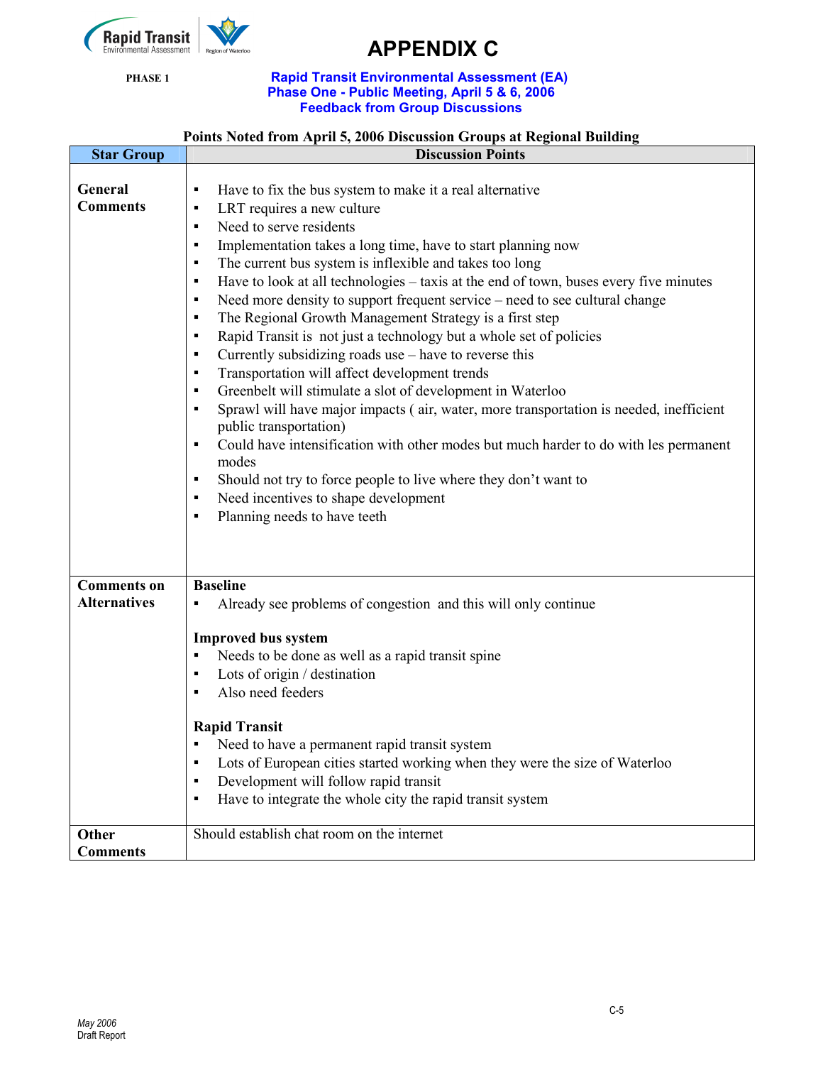# APPENDIX C

PHASE 1

**Rapid Transit Environmental Assessment (EA)**
**Phase One - Public Meeting, April 5 & 6, 2006**
**Feedback from Group Discussions**

**Points Noted from April 5, 2006 Discussion Groups at Regional Building**

| Star Group | Discussion Points |
|---|---|
| **General Comments** | ▪ Have to fix the bus system to make it a real alternative<br>▪ LRT requires a new culture<br>▪ Need to serve residents<br>▪ Implementation takes a long time, have to start planning now<br>▪ The current bus system is inflexible and takes too long<br>▪ Have to look at all technologies – taxis at the end of town, buses every five minutes<br>▪ Need more density to support frequent service – need to see cultural change<br>▪ The Regional Growth Management Strategy is a first step<br>▪ Rapid Transit is not just a technology but a whole set of policies<br>▪ Currently subsidizing roads use – have to reverse this<br>▪ Transportation will affect development trends<br>▪ Greenbelt will stimulate a slot of development in Waterloo<br>▪ Sprawl will have major impacts ( air, water, more transportation is needed, inefficient public transportation)<br>▪ Could have intensification with other modes but much harder to do with les permanent modes<br>▪ Should not try to force people to live where they don't want to<br>▪ Need incentives to shape development<br>▪ Planning needs to have teeth |
| **Comments on Alternatives** | **Baseline**<br>▪ Already see problems of congestion and this will only continue<br><br>**Improved bus system**<br>▪ Needs to be done as well as a rapid transit spine<br>▪ Lots of origin / destination<br>▪ Also need feeders<br><br>**Rapid Transit**<br>▪ Need to have a permanent rapid transit system<br>▪ Lots of European cities started working when they were the size of Waterloo<br>▪ Development will follow rapid transit<br>▪ Have to integrate the whole city the rapid transit system |
| **Other Comments** | Should establish chat room on the internet |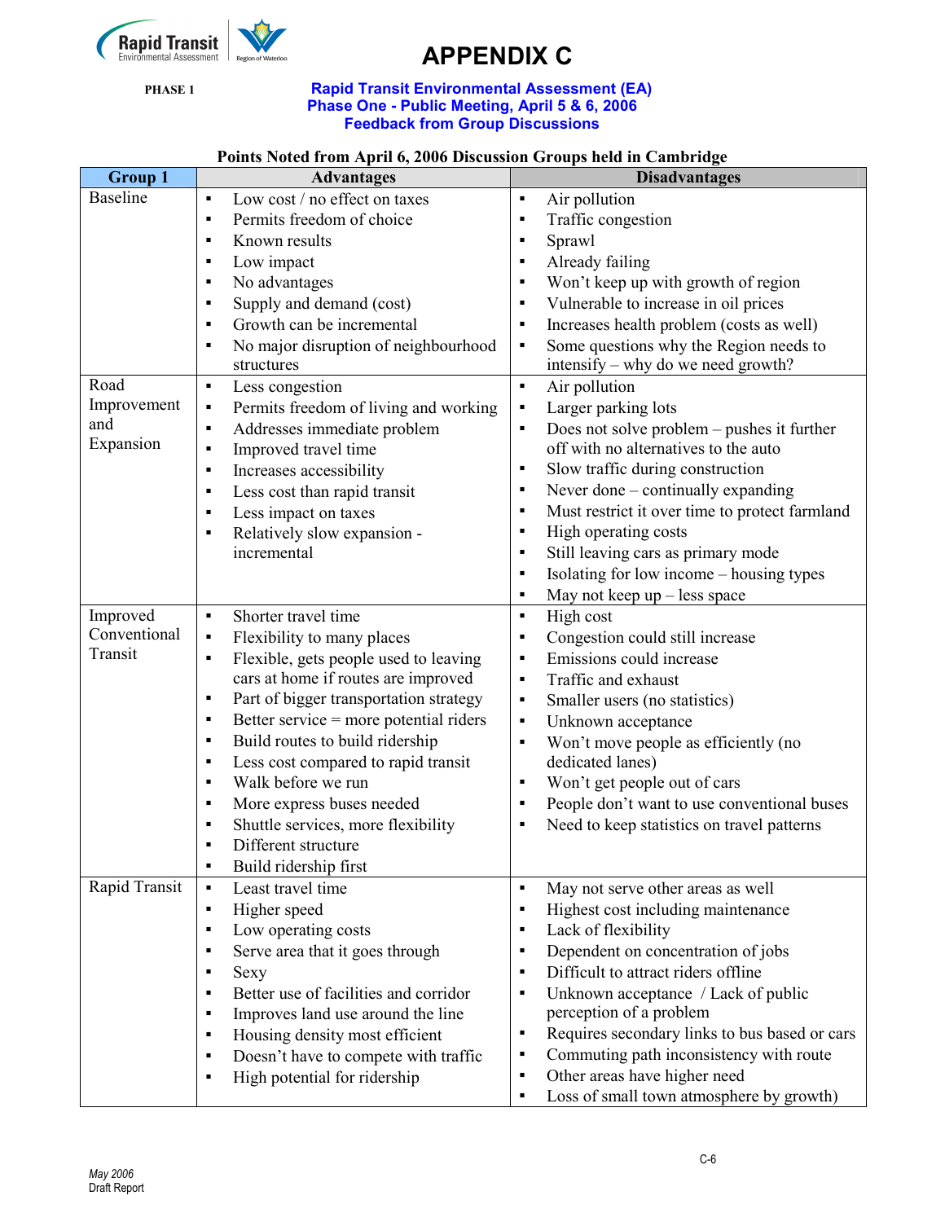# APPENDIX C

PHASE 1

**Rapid Transit Environmental Assessment (EA)**
**Phase One - Public Meeting, April 5 & 6, 2006**
**Feedback from Group Discussions**

**Points Noted from April 6, 2006 Discussion Groups held in Cambridge**

| Group 1 | Advantages | Disadvantages |
|---|---|---|
| Baseline | ▪ Low cost / no effect on taxes<br>▪ Permits freedom of choice<br>▪ Known results<br>▪ Low impact<br>▪ No advantages<br>▪ Supply and demand (cost)<br>▪ Growth can be incremental<br>▪ No major disruption of neighbourhood structures | ▪ Air pollution<br>▪ Traffic congestion<br>▪ Sprawl<br>▪ Already failing<br>▪ Won't keep up with growth of region<br>▪ Vulnerable to increase in oil prices<br>▪ Increases health problem (costs as well)<br>▪ Some questions why the Region needs to intensify – why do we need growth? |
| Road Improvement and Expansion | ▪ Less congestion<br>▪ Permits freedom of living and working<br>▪ Addresses immediate problem<br>▪ Improved travel time<br>▪ Increases accessibility<br>▪ Less cost than rapid transit<br>▪ Less impact on taxes<br>▪ Relatively slow expansion - incremental | ▪ Air pollution<br>▪ Larger parking lots<br>▪ Does not solve problem – pushes it further off with no alternatives to the auto<br>▪ Slow traffic during construction<br>▪ Never done – continually expanding<br>▪ Must restrict it over time to protect farmland<br>▪ High operating costs<br>▪ Still leaving cars as primary mode<br>▪ Isolating for low income – housing types<br>▪ May not keep up – less space |
| Improved Conventional Transit | ▪ Shorter travel time<br>▪ Flexibility to many places<br>▪ Flexible, gets people used to leaving cars at home if routes are improved<br>▪ Part of bigger transportation strategy<br>▪ Better service = more potential riders<br>▪ Build routes to build ridership<br>▪ Less cost compared to rapid transit<br>▪ Walk before we run<br>▪ More express buses needed<br>▪ Shuttle services, more flexibility<br>▪ Different structure<br>▪ Build ridership first | ▪ High cost<br>▪ Congestion could still increase<br>▪ Emissions could increase<br>▪ Traffic and exhaust<br>▪ Smaller users (no statistics)<br>▪ Unknown acceptance<br>▪ Won't move people as efficiently (no dedicated lanes)<br>▪ Won't get people out of cars<br>▪ People don't want to use conventional buses<br>▪ Need to keep statistics on travel patterns |
| Rapid Transit | ▪ Least travel time<br>▪ Higher speed<br>▪ Low operating costs<br>▪ Serve area that it goes through<br>▪ Sexy<br>▪ Better use of facilities and corridor<br>▪ Improves land use around the line<br>▪ Housing density most efficient<br>▪ Doesn't have to compete with traffic<br>▪ High potential for ridership | ▪ May not serve other areas as well<br>▪ Highest cost including maintenance<br>▪ Lack of flexibility<br>▪ Dependent on concentration of jobs<br>▪ Difficult to attract riders offline<br>▪ Unknown acceptance / Lack of public perception of a problem<br>▪ Requires secondary links to bus based or cars<br>▪ Commuting path inconsistency with route<br>▪ Other areas have higher need<br>▪ Loss of small town atmosphere by growth) |

*May 2006*
Draft Report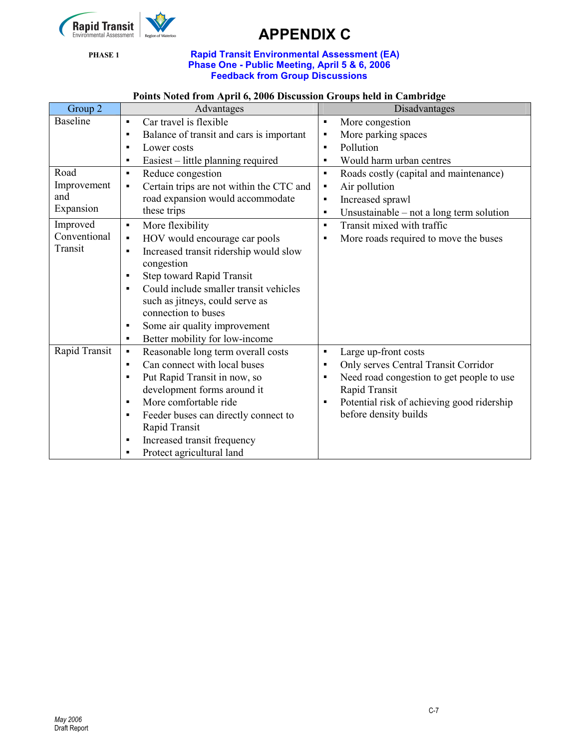# APPENDIX C

**PHASE 1**

**Rapid Transit Environmental Assessment (EA)**
**Phase One - Public Meeting, April 5 & 6, 2006**
**Feedback from Group Discussions**

**Points Noted from April 6, 2006 Discussion Groups held in Cambridge**

| Group 2 | Advantages | Disadvantages |
|---|---|---|
| Baseline | ▪ Car travel is flexible<br>▪ Balance of transit and cars is important<br>▪ Lower costs<br>▪ Easiest – little planning required | ▪ More congestion<br>▪ More parking spaces<br>▪ Pollution<br>▪ Would harm urban centres |
| Road Improvement and Expansion | ▪ Reduce congestion<br>▪ Certain trips are not within the CTC and road expansion would accommodate these trips | ▪ Roads costly (capital and maintenance)<br>▪ Air pollution<br>▪ Increased sprawl<br>▪ Unsustainable – not a long term solution |
| Improved Conventional Transit | ▪ More flexibility<br>▪ HOV would encourage car pools<br>▪ Increased transit ridership would slow congestion<br>▪ Step toward Rapid Transit<br>▪ Could include smaller transit vehicles such as jitneys, could serve as connection to buses<br>▪ Some air quality improvement<br>▪ Better mobility for low-income | ▪ Transit mixed with traffic<br>▪ More roads required to move the buses |
| Rapid Transit | ▪ Reasonable long term overall costs<br>▪ Can connect with local buses<br>▪ Put Rapid Transit in now, so development forms around it<br>▪ More comfortable ride<br>▪ Feeder buses can directly connect to Rapid Transit<br>▪ Increased transit frequency<br>▪ Protect agricultural land | ▪ Large up-front costs<br>▪ Only serves Central Transit Corridor<br>▪ Need road congestion to get people to use Rapid Transit<br>▪ Potential risk of achieving good ridership before density builds |

*May 2006*
Draft Report